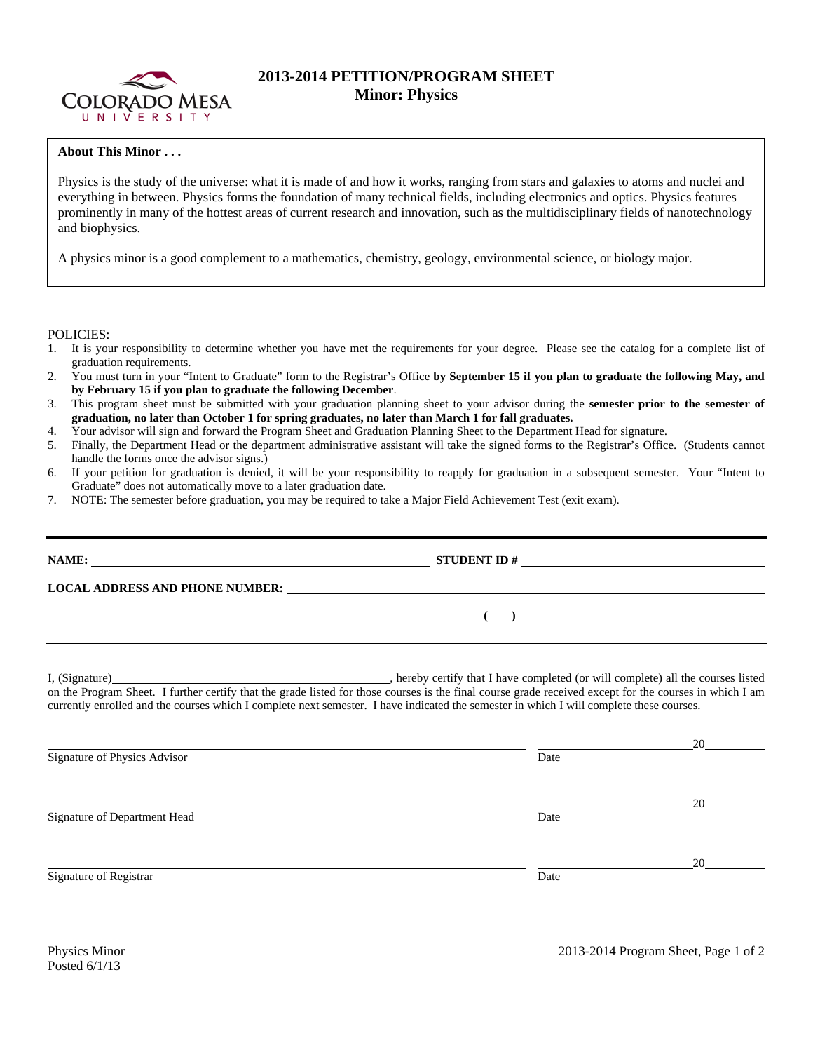# 2013-2014 PETITION/PROGRAM SHEET
## Minor: Physics

**About This Minor . . .**

Physics is the study of the universe: what it is made of and how it works, ranging from stars and galaxies to atoms and nuclei and everything in between. Physics forms the foundation of many technical fields, including electronics and optics. Physics features prominently in many of the hottest areas of current research and innovation, such as the multidisciplinary fields of nanotechnology and biophysics.

A physics minor is a good complement to a mathematics, chemistry, geology, environmental science, or biology major.

POLICIES:

1. It is your responsibility to determine whether you have met the requirements for your degree. Please see the catalog for a complete list of graduation requirements.
2. You must turn in your "Intent to Graduate" form to the Registrar's Office **by September 15 if you plan to graduate the following May, and by February 15 if you plan to graduate the following December**.
3. This program sheet must be submitted with your graduation planning sheet to your advisor during the **semester prior to the semester of graduation, no later than October 1 for spring graduates, no later than March 1 for fall graduates.**
4. Your advisor will sign and forward the Program Sheet and Graduation Planning Sheet to the Department Head for signature.
5. Finally, the Department Head or the department administrative assistant will take the signed forms to the Registrar's Office. (Students cannot handle the forms once the advisor signs.)
6. If your petition for graduation is denied, it will be your responsibility to reapply for graduation in a subsequent semester. Your "Intent to Graduate" does not automatically move to a later graduation date.
7. NOTE: The semester before graduation, you may be required to take a Major Field Achievement Test (exit exam).

---

**NAME:** ______________________________ **STUDENT ID #** ______________________________

**LOCAL ADDRESS AND PHONE NUMBER:** ____________________________________________

____________________________________________ **(    )** ______________________________

---

I, (Signature)______________________________, hereby certify that I have completed (or will complete) all the courses listed on the Program Sheet. I further certify that the grade listed for those courses is the final course grade received except for the courses in which I am currently enrolled and the courses which I complete next semester. I have indicated the semester in which I will complete these courses.

______________________________________________ ____________________20________
Signature of Physics Advisor                                              Date

______________________________________________ ____________________20________
Signature of Department Head                                              Date

______________________________________________ ____________________20________
Signature of Registrar                                                    Date

Physics Minor
Posted 6/1/13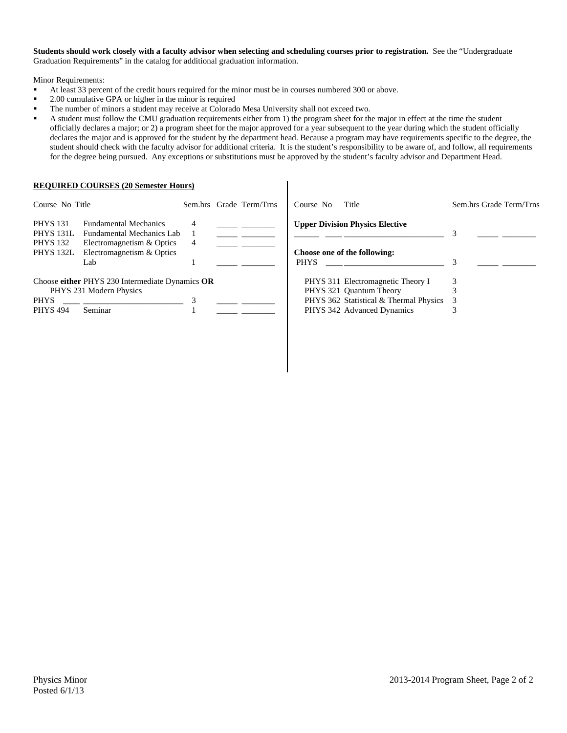**Students should work closely with a faculty advisor when selecting and scheduling courses prior to registration.** See the "Undergraduate Graduation Requirements" in the catalog for additional graduation information.

Minor Requirements:

- At least 33 percent of the credit hours required for the minor must be in courses numbered 300 or above.
- 2.00 cumulative GPA or higher in the minor is required
- The number of minors a student may receive at Colorado Mesa University shall not exceed two.
- A student must follow the CMU graduation requirements either from 1) the program sheet for the major in effect at the time the student officially declares a major; or 2) a program sheet for the major approved for a year subsequent to the year during which the student officially declares the major and is approved for the student by the department head. Because a program may have requirements specific to the degree, the student should check with the faculty advisor for additional criteria. It is the student's responsibility to be aware of, and follow, all requirements for the degree being pursued. Any exceptions or substitutions must be approved by the student's faculty advisor and Department Head.

**REQUIRED COURSES (20 Semester Hours)**

| Course No | Title | Sem.hrs | Grade | Term/Trns |
|---|---|---|---|---|
| PHYS 131 | Fundamental Mechanics | 4 | _____ | ________ |
| PHYS 131L | Fundamental Mechanics Lab | 1 | _____ | ________ |
| PHYS 132 | Electromagnetism & Optics | 4 | _____ | ________ |
| PHYS 132L | Electromagnetism & Optics Lab | 1 | _____ | ________ |

Choose **either** PHYS 230 Intermediate Dynamics **OR** PHYS 231 Modern Physics

| Course No | Title | Sem.hrs | Grade | Term/Trns |
|---|---|---|---|---|
| PHYS ____ | ________________________ | 3 | _____ | ________ |
| PHYS 494 | Seminar | 1 | _____ | ________ |

**Upper Division Physics Elective**

| Course No | Title | Sem.hrs | Grade | Term/Trns |
|---|---|---|---|---|
| ______ ____ | ________________________ | 3 | _____ | ________ |

**Choose one of the following:**

| Course No | Title | Sem.hrs | Grade | Term/Trns |
|---|---|---|---|---|
| PHYS ____ | ________________________ | 3 | _____ | ________ |

- PHYS 311 Electromagnetic Theory I 3
- PHYS 321 Quantum Theory 3
- PHYS 362 Statistical & Thermal Physics 3
- PHYS 342 Advanced Dynamics 3

Physics Minor
Posted 6/1/13